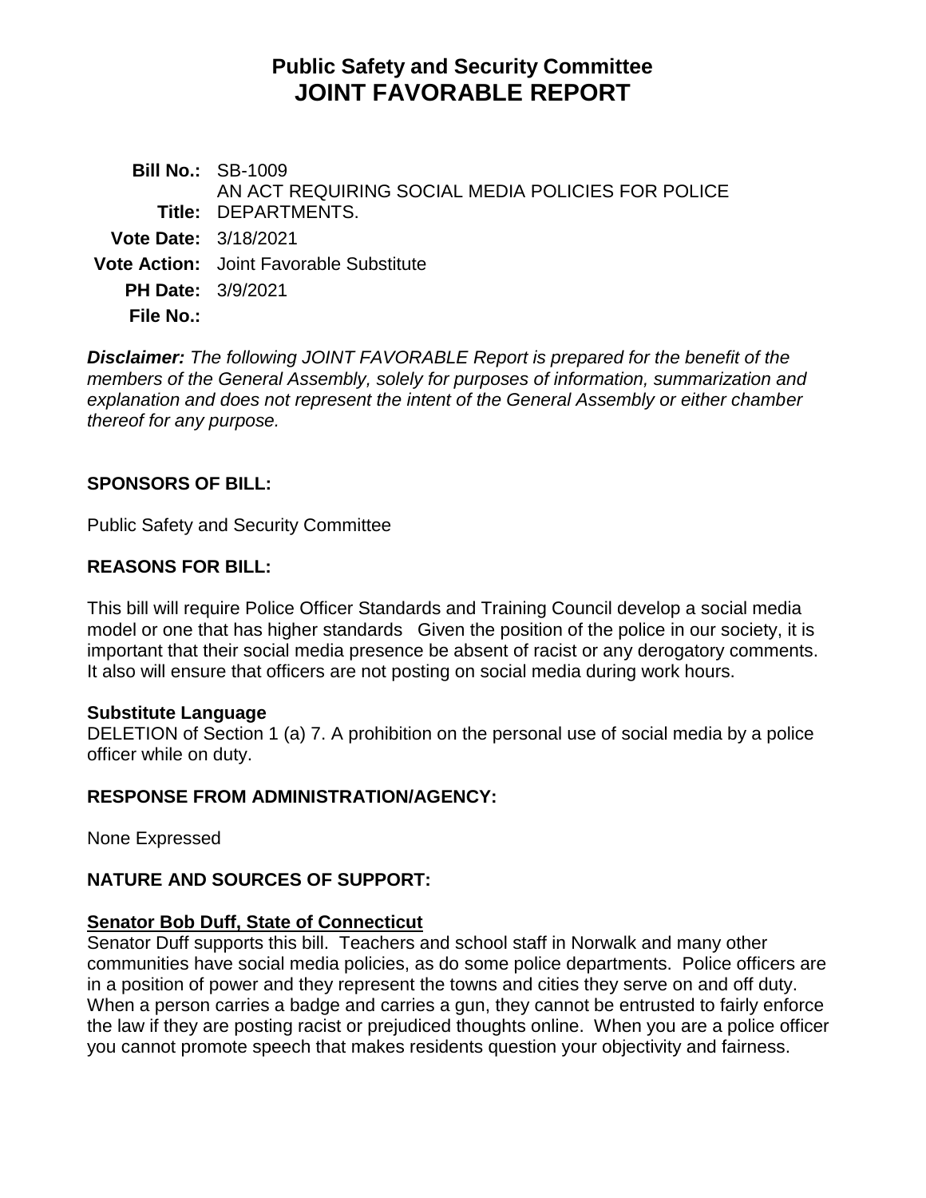# Public Safety and Security Committee
# JOINT FAVORABLE REPORT

**Bill No.:** SB-1009

**Title:** AN ACT REQUIRING SOCIAL MEDIA POLICIES FOR POLICE DEPARTMENTS.

**Vote Date:** 3/18/2021

**Vote Action:** Joint Favorable Substitute

**PH Date:** 3/9/2021

**File No.:**

***Disclaimer:*** *The following JOINT FAVORABLE Report is prepared for the benefit of the members of the General Assembly, solely for purposes of information, summarization and explanation and does not represent the intent of the General Assembly or either chamber thereof for any purpose.*

## SPONSORS OF BILL:

Public Safety and Security Committee

## REASONS FOR BILL:

This bill will require Police Officer Standards and Training Council develop a social media model or one that has higher standards Given the position of the police in our society, it is important that their social media presence be absent of racist or any derogatory comments. It also will ensure that officers are not posting on social media during work hours.

**Substitute Language**

DELETION of Section 1 (a) 7. A prohibition on the personal use of social media by a police officer while on duty.

## RESPONSE FROM ADMINISTRATION/AGENCY:

None Expressed

## NATURE AND SOURCES OF SUPPORT:

**Senator Bob Duff, State of Connecticut**

Senator Duff supports this bill. Teachers and school staff in Norwalk and many other communities have social media policies, as do some police departments. Police officers are in a position of power and they represent the towns and cities they serve on and off duty. When a person carries a badge and carries a gun, they cannot be entrusted to fairly enforce the law if they are posting racist or prejudiced thoughts online. When you are a police officer you cannot promote speech that makes residents question your objectivity and fairness.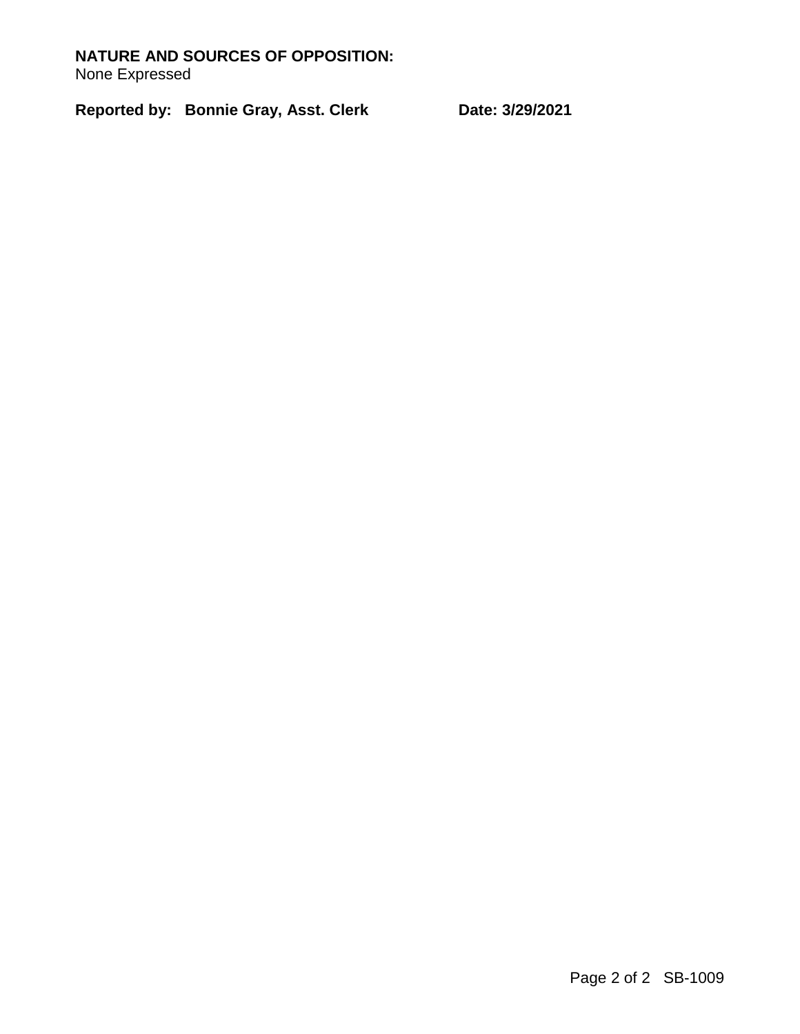**NATURE AND SOURCES OF OPPOSITION:**
None Expressed

**Reported by: Bonnie Gray, Asst. Clerk** **Date: 3/29/2021**